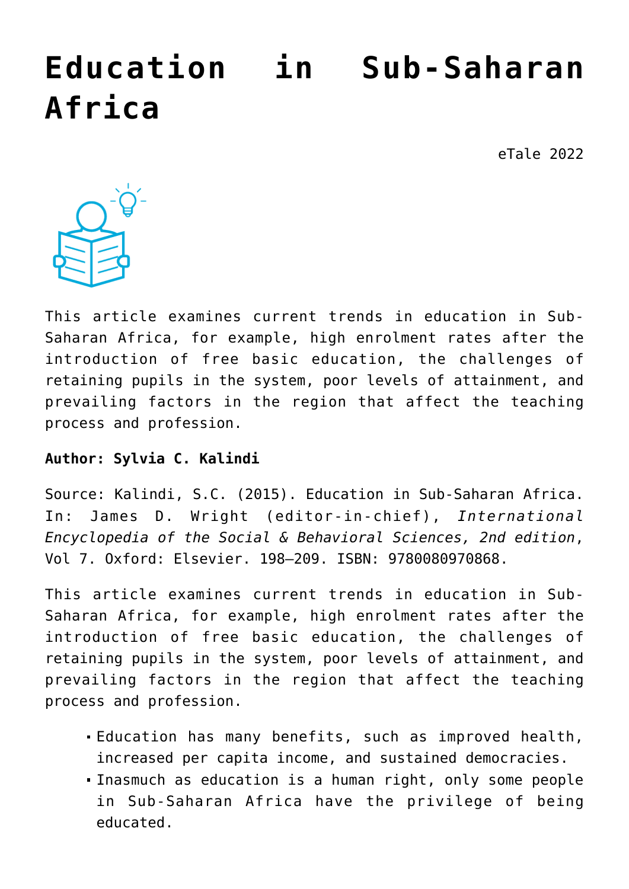# Education in Sub-Saharan Africa

eTale 2022

This article examines current trends in education in Sub-Saharan Africa, for example, high enrolment rates after the introduction of free basic education, the challenges of retaining pupils in the system, poor levels of attainment, and prevailing factors in the region that affect the teaching process and profession.

**Author: Sylvia C. Kalindi**

Source: Kalindi, S.C. (2015). Education in Sub-Saharan Africa. In: James D. Wright (editor-in-chief), *International Encyclopedia of the Social & Behavioral Sciences, 2nd edition*, Vol 7. Oxford: Elsevier. 198–209. ISBN: 9780080970868.

This article examines current trends in education in Sub-Saharan Africa, for example, high enrolment rates after the introduction of free basic education, the challenges of retaining pupils in the system, poor levels of attainment, and prevailing factors in the region that affect the teaching process and profession.

- Education has many benefits, such as improved health, increased per capita income, and sustained democracies.
- Inasmuch as education is a human right, only some people in Sub-Saharan Africa have the privilege of being educated.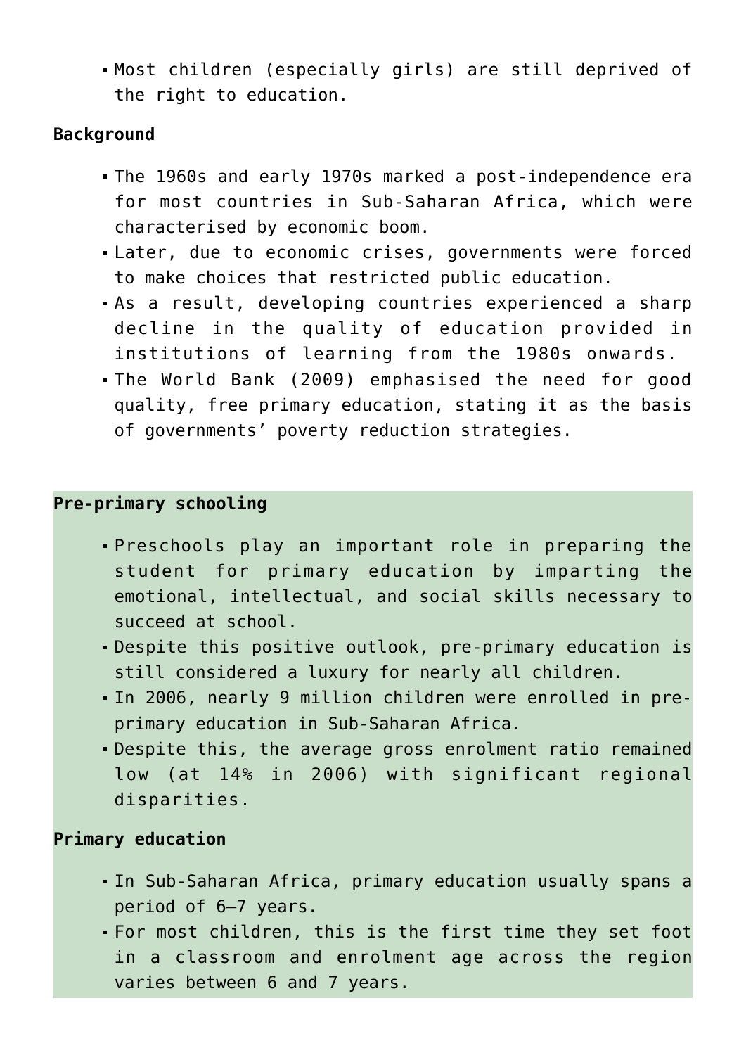- Most children (especially girls) are still deprived of the right to education.

**Background**

- The 1960s and early 1970s marked a post-independence era for most countries in Sub-Saharan Africa, which were characterised by economic boom.
- Later, due to economic crises, governments were forced to make choices that restricted public education.
- As a result, developing countries experienced a sharp decline in the quality of education provided in institutions of learning from the 1980s onwards.
- The World Bank (2009) emphasised the need for good quality, free primary education, stating it as the basis of governments' poverty reduction strategies.

**Pre-primary schooling**

- Preschools play an important role in preparing the student for primary education by imparting the emotional, intellectual, and social skills necessary to succeed at school.
- Despite this positive outlook, pre-primary education is still considered a luxury for nearly all children.
- In 2006, nearly 9 million children were enrolled in pre-primary education in Sub-Saharan Africa.
- Despite this, the average gross enrolment ratio remained low (at 14% in 2006) with significant regional disparities.

**Primary education**

- In Sub-Saharan Africa, primary education usually spans a period of 6–7 years.
- For most children, this is the first time they set foot in a classroom and enrolment age across the region varies between 6 and 7 years.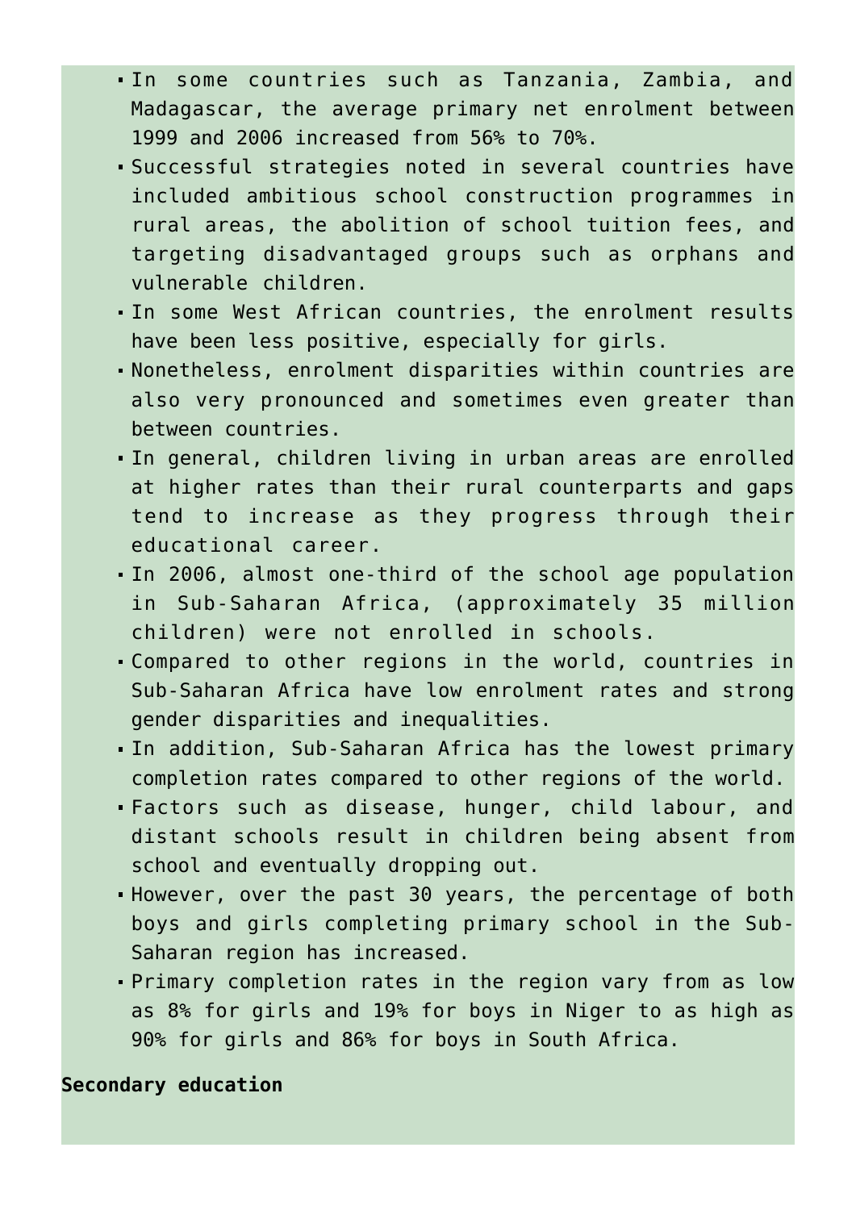- In some countries such as Tanzania, Zambia, and Madagascar, the average primary net enrolment between 1999 and 2006 increased from 56% to 70%.
- Successful strategies noted in several countries have included ambitious school construction programmes in rural areas, the abolition of school tuition fees, and targeting disadvantaged groups such as orphans and vulnerable children.
- In some West African countries, the enrolment results have been less positive, especially for girls.
- Nonetheless, enrolment disparities within countries are also very pronounced and sometimes even greater than between countries.
- In general, children living in urban areas are enrolled at higher rates than their rural counterparts and gaps tend to increase as they progress through their educational career.
- In 2006, almost one-third of the school age population in Sub-Saharan Africa, (approximately 35 million children) were not enrolled in schools.
- Compared to other regions in the world, countries in Sub-Saharan Africa have low enrolment rates and strong gender disparities and inequalities.
- In addition, Sub-Saharan Africa has the lowest primary completion rates compared to other regions of the world.
- Factors such as disease, hunger, child labour, and distant schools result in children being absent from school and eventually dropping out.
- However, over the past 30 years, the percentage of both boys and girls completing primary school in the Sub-Saharan region has increased.
- Primary completion rates in the region vary from as low as 8% for girls and 19% for boys in Niger to as high as 90% for girls and 86% for boys in South Africa.

**Secondary education**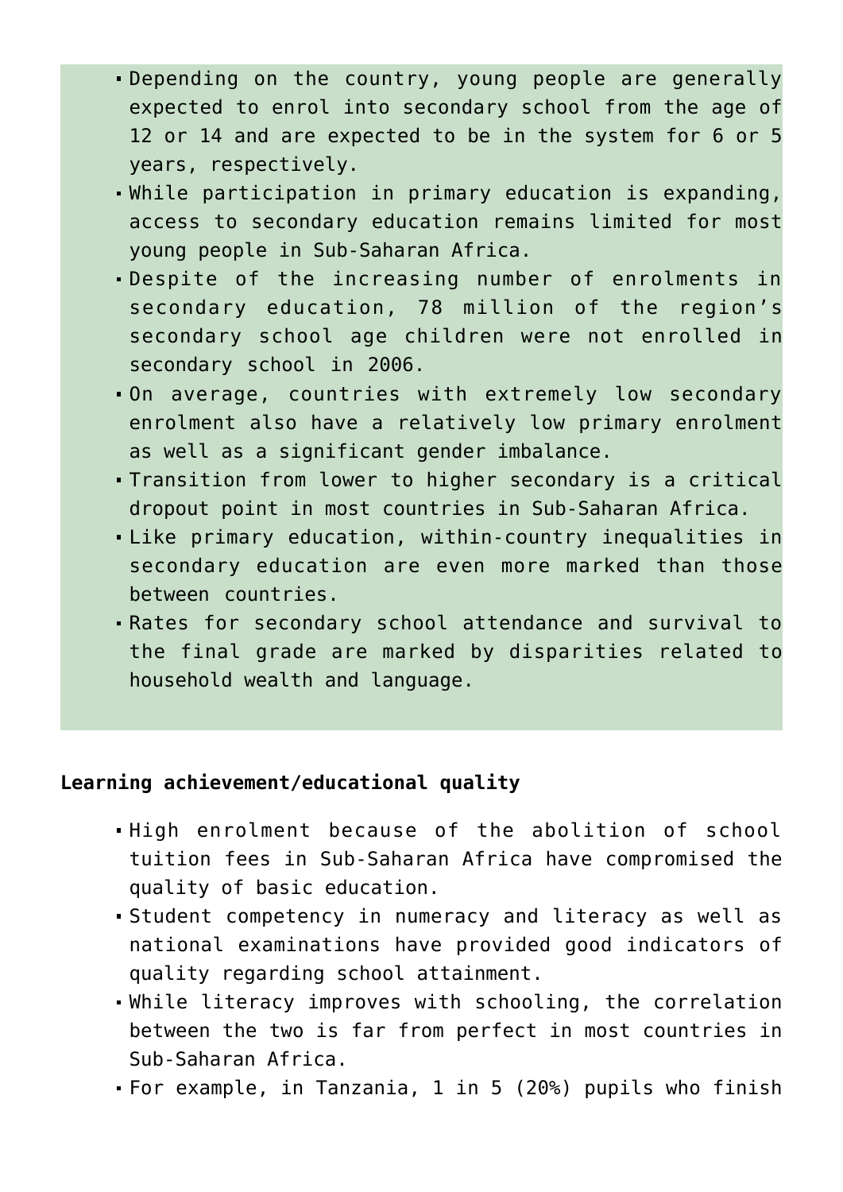- Depending on the country, young people are generally expected to enrol into secondary school from the age of 12 or 14 and are expected to be in the system for 6 or 5 years, respectively.
- While participation in primary education is expanding, access to secondary education remains limited for most young people in Sub-Saharan Africa.
- Despite of the increasing number of enrolments in secondary education, 78 million of the region's secondary school age children were not enrolled in secondary school in 2006.
- On average, countries with extremely low secondary enrolment also have a relatively low primary enrolment as well as a significant gender imbalance.
- Transition from lower to higher secondary is a critical dropout point in most countries in Sub-Saharan Africa.
- Like primary education, within-country inequalities in secondary education are even more marked than those between countries.
- Rates for secondary school attendance and survival to the final grade are marked by disparities related to household wealth and language.

**Learning achievement/educational quality**

- High enrolment because of the abolition of school tuition fees in Sub-Saharan Africa have compromised the quality of basic education.
- Student competency in numeracy and literacy as well as national examinations have provided good indicators of quality regarding school attainment.
- While literacy improves with schooling, the correlation between the two is far from perfect in most countries in Sub-Saharan Africa.
- For example, in Tanzania, 1 in 5 (20%) pupils who finish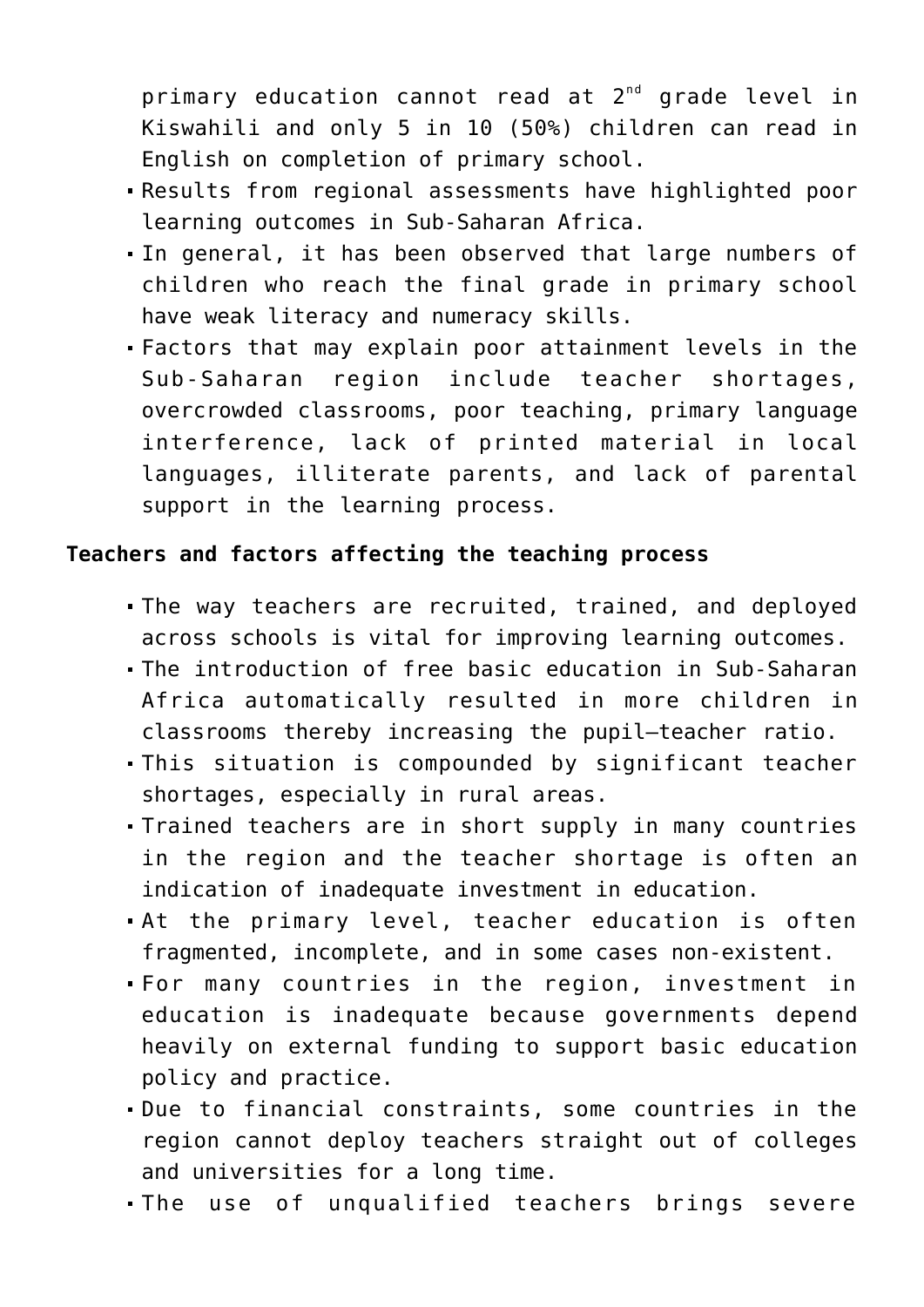primary education cannot read at 2nd grade level in Kiswahili and only 5 in 10 (50%) children can read in English on completion of primary school.

- Results from regional assessments have highlighted poor learning outcomes in Sub-Saharan Africa.
- In general, it has been observed that large numbers of children who reach the final grade in primary school have weak literacy and numeracy skills.
- Factors that may explain poor attainment levels in the Sub-Saharan region include teacher shortages, overcrowded classrooms, poor teaching, primary language interference, lack of printed material in local languages, illiterate parents, and lack of parental support in the learning process.

**Teachers and factors affecting the teaching process**

- The way teachers are recruited, trained, and deployed across schools is vital for improving learning outcomes.
- The introduction of free basic education in Sub-Saharan Africa automatically resulted in more children in classrooms thereby increasing the pupil–teacher ratio.
- This situation is compounded by significant teacher shortages, especially in rural areas.
- Trained teachers are in short supply in many countries in the region and the teacher shortage is often an indication of inadequate investment in education.
- At the primary level, teacher education is often fragmented, incomplete, and in some cases non-existent.
- For many countries in the region, investment in education is inadequate because governments depend heavily on external funding to support basic education policy and practice.
- Due to financial constraints, some countries in the region cannot deploy teachers straight out of colleges and universities for a long time.
- The use of unqualified teachers brings severe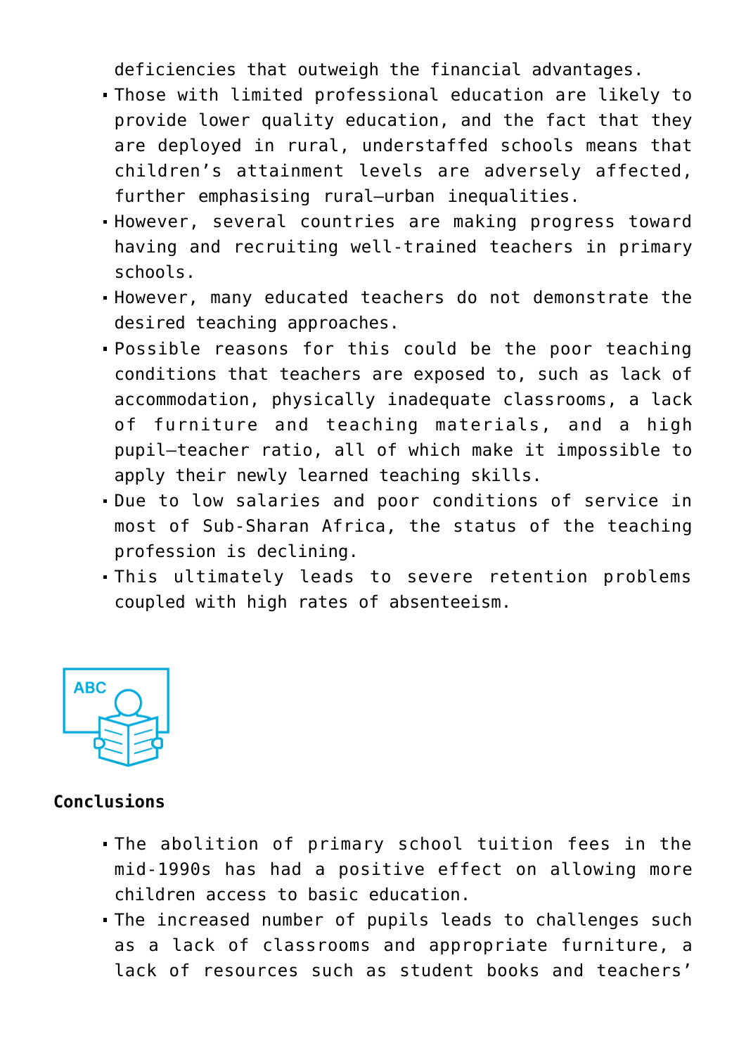deficiencies that outweigh the financial advantages.

- Those with limited professional education are likely to provide lower quality education, and the fact that they are deployed in rural, understaffed schools means that children's attainment levels are adversely affected, further emphasising rural–urban inequalities.
- However, several countries are making progress toward having and recruiting well-trained teachers in primary schools.
- However, many educated teachers do not demonstrate the desired teaching approaches.
- Possible reasons for this could be the poor teaching conditions that teachers are exposed to, such as lack of accommodation, physically inadequate classrooms, a lack of furniture and teaching materials, and a high pupil–teacher ratio, all of which make it impossible to apply their newly learned teaching skills.
- Due to low salaries and poor conditions of service in most of Sub-Sharan Africa, the status of the teaching profession is declining.
- This ultimately leads to severe retention problems coupled with high rates of absenteeism.

**Conclusions**

- The abolition of primary school tuition fees in the mid-1990s has had a positive effect on allowing more children access to basic education.
- The increased number of pupils leads to challenges such as a lack of classrooms and appropriate furniture, a lack of resources such as student books and teachers'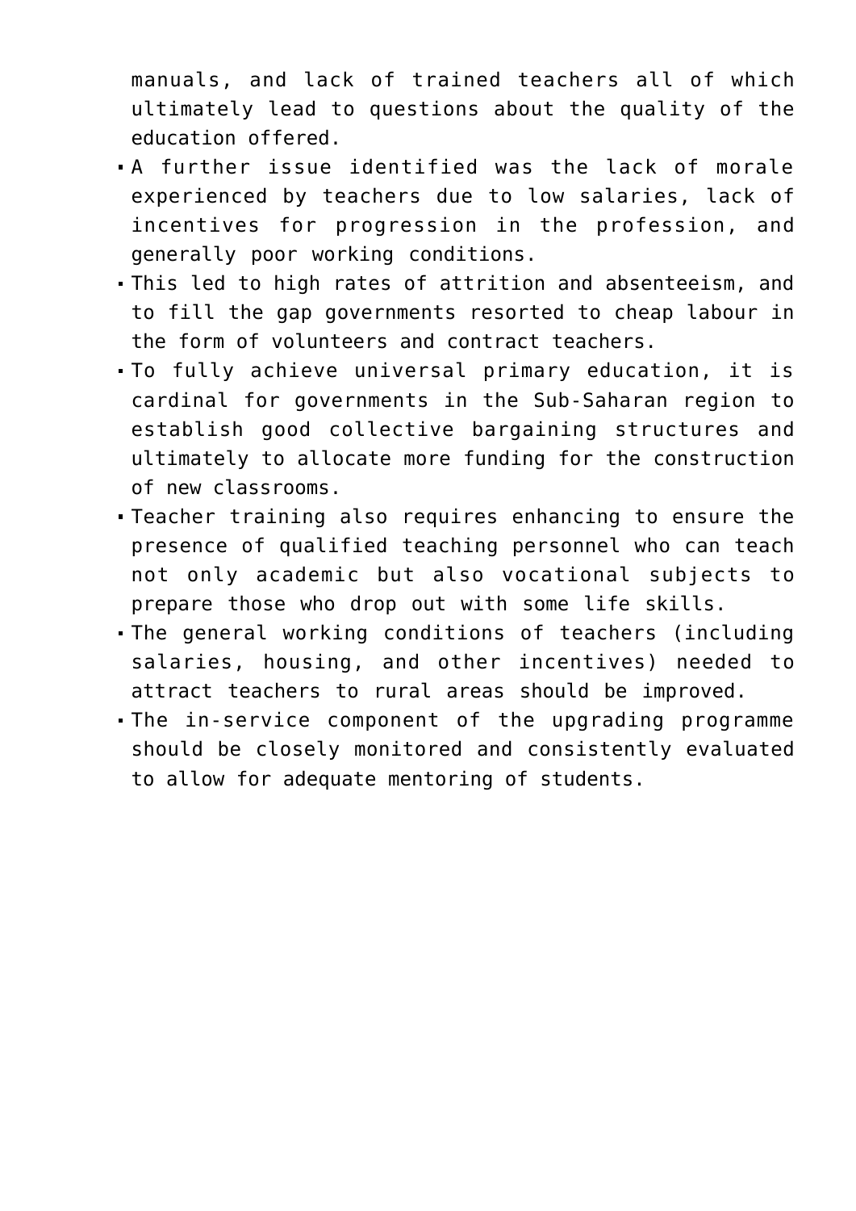manuals, and lack of trained teachers all of which ultimately lead to questions about the quality of the education offered.

- A further issue identified was the lack of morale experienced by teachers due to low salaries, lack of incentives for progression in the profession, and generally poor working conditions.
- This led to high rates of attrition and absenteeism, and to fill the gap governments resorted to cheap labour in the form of volunteers and contract teachers.
- To fully achieve universal primary education, it is cardinal for governments in the Sub-Saharan region to establish good collective bargaining structures and ultimately to allocate more funding for the construction of new classrooms.
- Teacher training also requires enhancing to ensure the presence of qualified teaching personnel who can teach not only academic but also vocational subjects to prepare those who drop out with some life skills.
- The general working conditions of teachers (including salaries, housing, and other incentives) needed to attract teachers to rural areas should be improved.
- The in-service component of the upgrading programme should be closely monitored and consistently evaluated to allow for adequate mentoring of students.